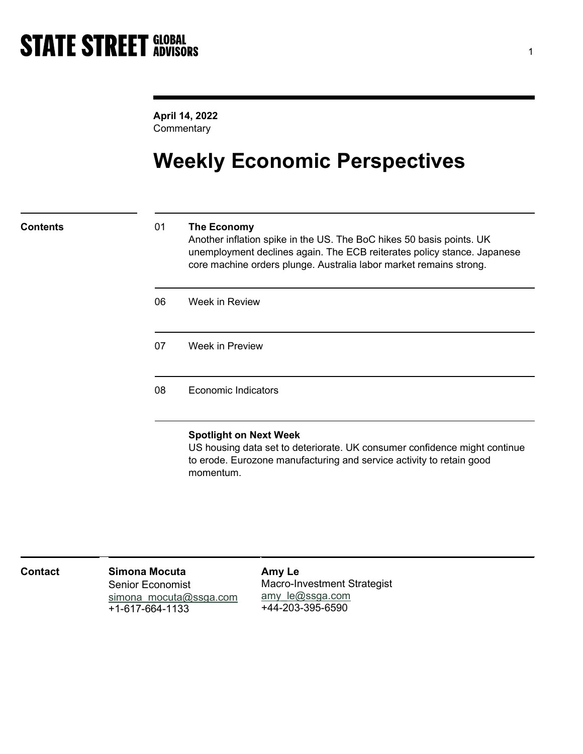STATE STREET GLOBAL ADVISORS

**April 14, 2022**
Commentary

# Weekly Economic Perspectives

**Contents**

| | |
|---|---|
| 01 | **The Economy**<br>Another inflation spike in the US. The BoC hikes 50 basis points. UK unemployment declines again. The ECB reiterates policy stance. Japanese core machine orders plunge. Australia labor market remains strong. |
| 06 | Week in Review |
| 07 | Week in Preview |
| 08 | Economic Indicators |

**Spotlight on Next Week**
US housing data set to deteriorate. UK consumer confidence might continue to erode. Eurozone manufacturing and service activity to retain good momentum.

**Contact**

**Simona Mocuta**
Senior Economist
simona_mocuta@ssga.com
+1-617-664-1133

**Amy Le**
Macro-Investment Strategist
amy_le@ssga.com
+44-203-395-6590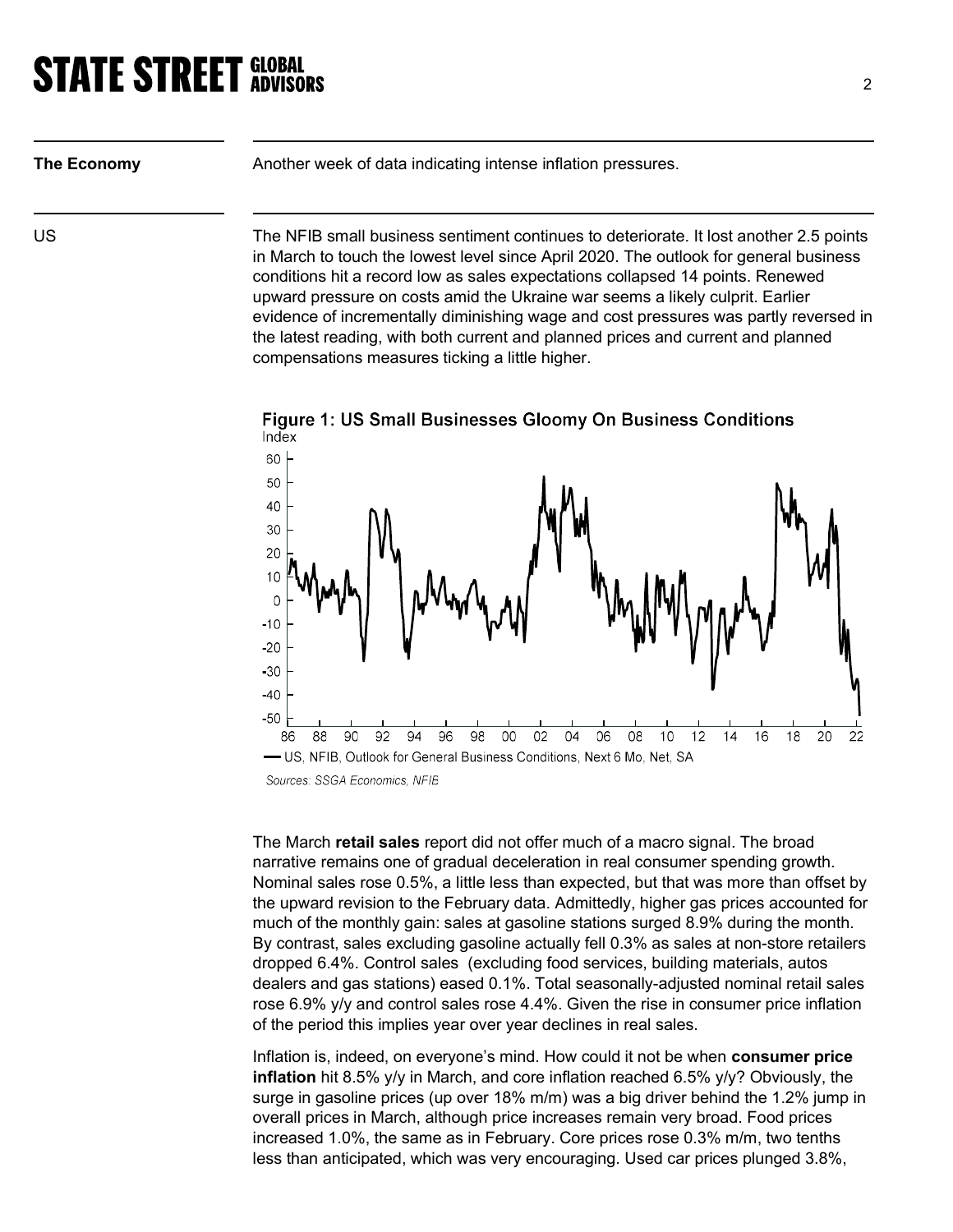**The Economy**

Another week of data indicating intense inflation pressures.

**US**

The NFIB small business sentiment continues to deteriorate. It lost another 2.5 points in March to touch the lowest level since April 2020. The outlook for general business conditions hit a record low as sales expectations collapsed 14 points. Renewed upward pressure on costs amid the Ukraine war seems a likely culprit. Earlier evidence of incrementally diminishing wage and cost pressures was partly reversed in the latest reading, with both current and planned prices and current and planned compensations measures ticking a little higher.

**Figure 1: US Small Businesses Gloomy On Business Conditions**

— US, NFIB, Outlook for General Business Conditions, Next 6 Mo, Net, SA

*Sources: SSGA Economics, NFIB*

The March **retail sales** report did not offer much of a macro signal. The broad narrative remains one of gradual deceleration in real consumer spending growth. Nominal sales rose 0.5%, a little less than expected, but that was more than offset by the upward revision to the February data. Admittedly, higher gas prices accounted for much of the monthly gain: sales at gasoline stations surged 8.9% during the month. By contrast, sales excluding gasoline actually fell 0.3% as sales at non-store retailers dropped 6.4%. Control sales (excluding food services, building materials, autos dealers and gas stations) eased 0.1%. Total seasonally-adjusted nominal retail sales rose 6.9% y/y and control sales rose 4.4%. Given the rise in consumer price inflation of the period this implies year over year declines in real sales.

Inflation is, indeed, on everyone's mind. How could it not be when **consumer price inflation** hit 8.5% y/y in March, and core inflation reached 6.5% y/y? Obviously, the surge in gasoline prices (up over 18% m/m) was a big driver behind the 1.2% jump in overall prices in March, although price increases remain very broad. Food prices increased 1.0%, the same as in February. Core prices rose 0.3% m/m, two tenths less than anticipated, which was very encouraging. Used car prices plunged 3.8%,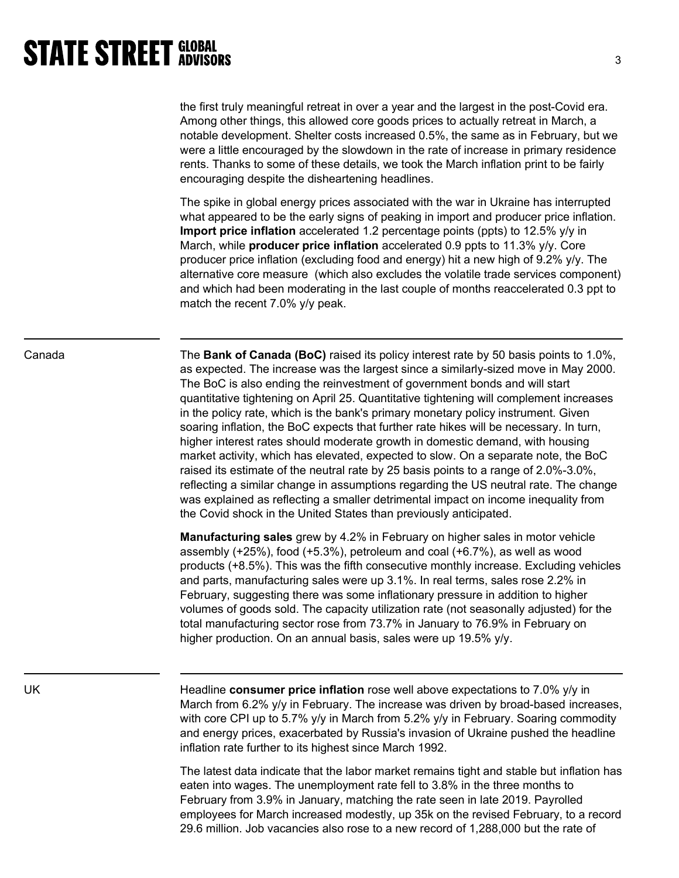the first truly meaningful retreat in over a year and the largest in the post-Covid era. Among other things, this allowed core goods prices to actually retreat in March, a notable development. Shelter costs increased 0.5%, the same as in February, but we were a little encouraged by the slowdown in the rate of increase in primary residence rents. Thanks to some of these details, we took the March inflation print to be fairly encouraging despite the disheartening headlines.

The spike in global energy prices associated with the war in Ukraine has interrupted what appeared to be the early signs of peaking in import and producer price inflation. **Import price inflation** accelerated 1.2 percentage points (ppts) to 12.5% y/y in March, while **producer price inflation** accelerated 0.9 ppts to 11.3% y/y. Core producer price inflation (excluding food and energy) hit a new high of 9.2% y/y. The alternative core measure (which also excludes the volatile trade services component) and which had been moderating in the last couple of months reaccelerated 0.3 ppt to match the recent 7.0% y/y peak.

## Canada

The **Bank of Canada (BoC)** raised its policy interest rate by 50 basis points to 1.0%, as expected. The increase was the largest since a similarly-sized move in May 2000. The BoC is also ending the reinvestment of government bonds and will start quantitative tightening on April 25. Quantitative tightening will complement increases in the policy rate, which is the bank's primary monetary policy instrument. Given soaring inflation, the BoC expects that further rate hikes will be necessary. In turn, higher interest rates should moderate growth in domestic demand, with housing market activity, which has elevated, expected to slow. On a separate note, the BoC raised its estimate of the neutral rate by 25 basis points to a range of 2.0%-3.0%, reflecting a similar change in assumptions regarding the US neutral rate. The change was explained as reflecting a smaller detrimental impact on income inequality from the Covid shock in the United States than previously anticipated.

**Manufacturing sales** grew by 4.2% in February on higher sales in motor vehicle assembly (+25%), food (+5.3%), petroleum and coal (+6.7%), as well as wood products (+8.5%). This was the fifth consecutive monthly increase. Excluding vehicles and parts, manufacturing sales were up 3.1%. In real terms, sales rose 2.2% in February, suggesting there was some inflationary pressure in addition to higher volumes of goods sold. The capacity utilization rate (not seasonally adjusted) for the total manufacturing sector rose from 73.7% in January to 76.9% in February on higher production. On an annual basis, sales were up 19.5% y/y.

## UK

Headline **consumer price inflation** rose well above expectations to 7.0% y/y in March from 6.2% y/y in February. The increase was driven by broad-based increases, with core CPI up to 5.7% y/y in March from 5.2% y/y in February. Soaring commodity and energy prices, exacerbated by Russia's invasion of Ukraine pushed the headline inflation rate further to its highest since March 1992.

The latest data indicate that the labor market remains tight and stable but inflation has eaten into wages. The unemployment rate fell to 3.8% in the three months to February from 3.9% in January, matching the rate seen in late 2019. Payrolled employees for March increased modestly, up 35k on the revised February, to a record 29.6 million. Job vacancies also rose to a new record of 1,288,000 but the rate of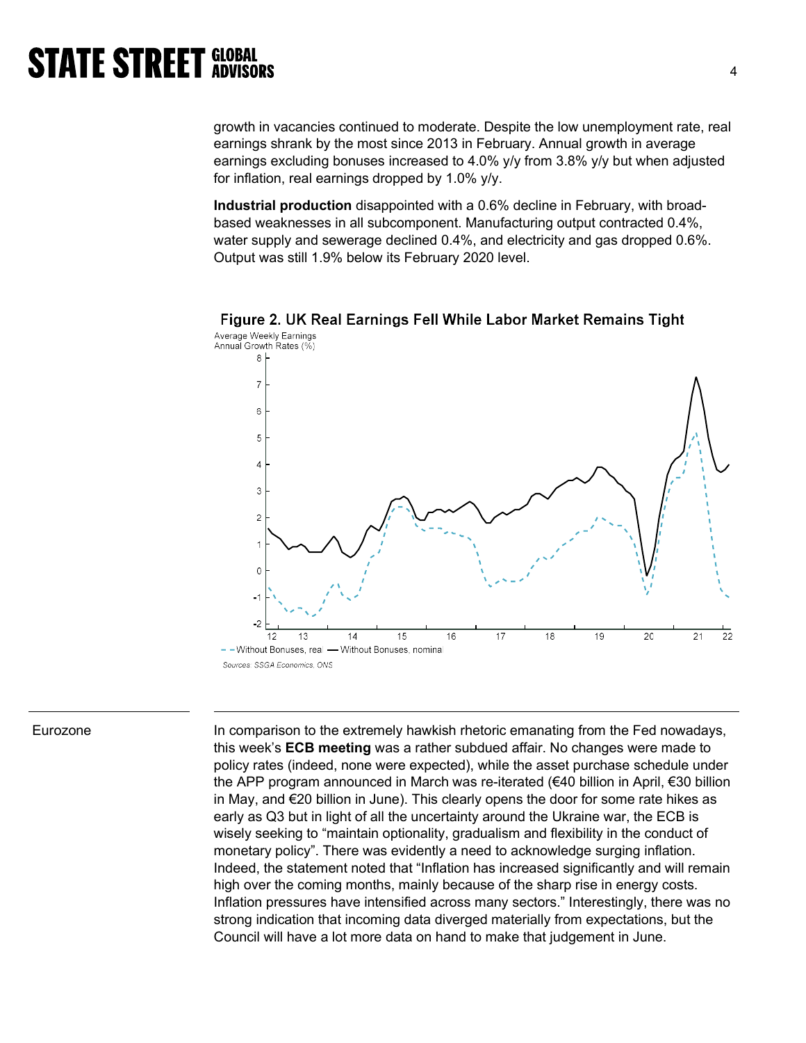growth in vacancies continued to moderate. Despite the low unemployment rate, real earnings shrank by the most since 2013 in February. Annual growth in average earnings excluding bonuses increased to 4.0% y/y from 3.8% y/y but when adjusted for inflation, real earnings dropped by 1.0% y/y.

**Industrial production** disappointed with a 0.6% decline in February, with broad-based weaknesses in all subcomponent. Manufacturing output contracted 0.4%, water supply and sewerage declined 0.4%, and electricity and gas dropped 0.6%. Output was still 1.9% below its February 2020 level.

**Figure 2. UK Real Earnings Fell While Labor Market Remains Tight**

Average Weekly Earnings
Annual Growth Rates (%)

- - Without Bonuses, real — Without Bonuses, nominal

Sources: SSGA Economics, ONS

## Eurozone

In comparison to the extremely hawkish rhetoric emanating from the Fed nowadays, this week's **ECB meeting** was a rather subdued affair. No changes were made to policy rates (indeed, none were expected), while the asset purchase schedule under the APP program announced in March was re-iterated (€40 billion in April, €30 billion in May, and €20 billion in June). This clearly opens the door for some rate hikes as early as Q3 but in light of all the uncertainty around the Ukraine war, the ECB is wisely seeking to "maintain optionality, gradualism and flexibility in the conduct of monetary policy". There was evidently a need to acknowledge surging inflation. Indeed, the statement noted that "Inflation has increased significantly and will remain high over the coming months, mainly because of the sharp rise in energy costs. Inflation pressures have intensified across many sectors." Interestingly, there was no strong indication that incoming data diverged materially from expectations, but the Council will have a lot more data on hand to make that judgement in June.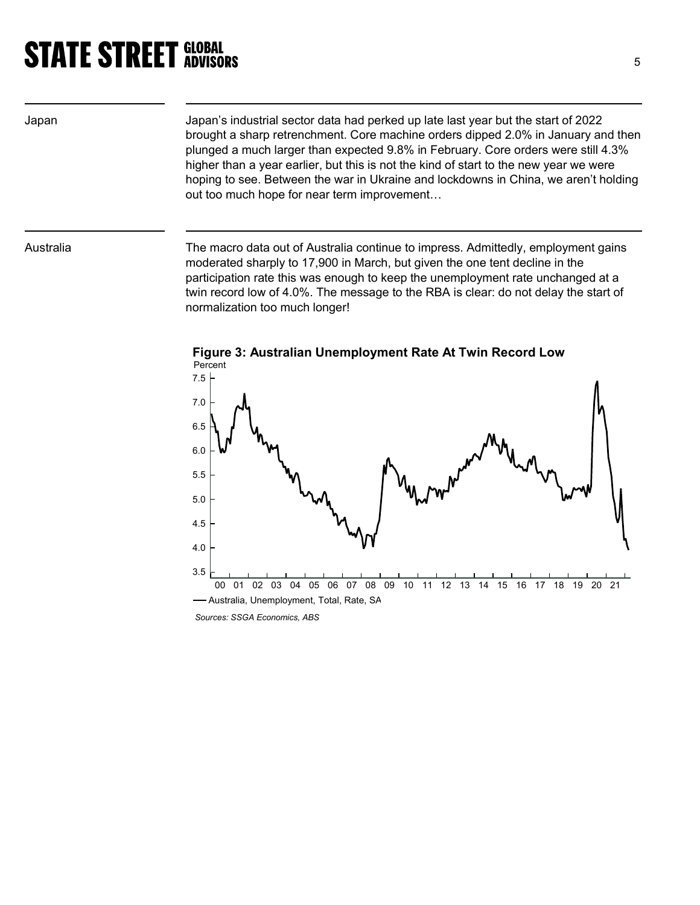## Japan

Japan's industrial sector data had perked up late last year but the start of 2022 brought a sharp retrenchment. Core machine orders dipped 2.0% in January and then plunged a much larger than expected 9.8% in February. Core orders were still 4.3% higher than a year earlier, but this is not the kind of start to the new year we were hoping to see. Between the war in Ukraine and lockdowns in China, we aren't holding out too much hope for near term improvement…

## Australia

The macro data out of Australia continue to impress. Admittedly, employment gains moderated sharply to 17,900 in March, but given the one tent decline in the participation rate this was enough to keep the unemployment rate unchanged at a twin record low of 4.0%. The message to the RBA is clear: do not delay the start of normalization too much longer!

**Figure 3: Australian Unemployment Rate At Twin Record Low**

Percent

— Australia, Unemployment, Total, Rate, SA

*Sources: SSGA Economics, ABS*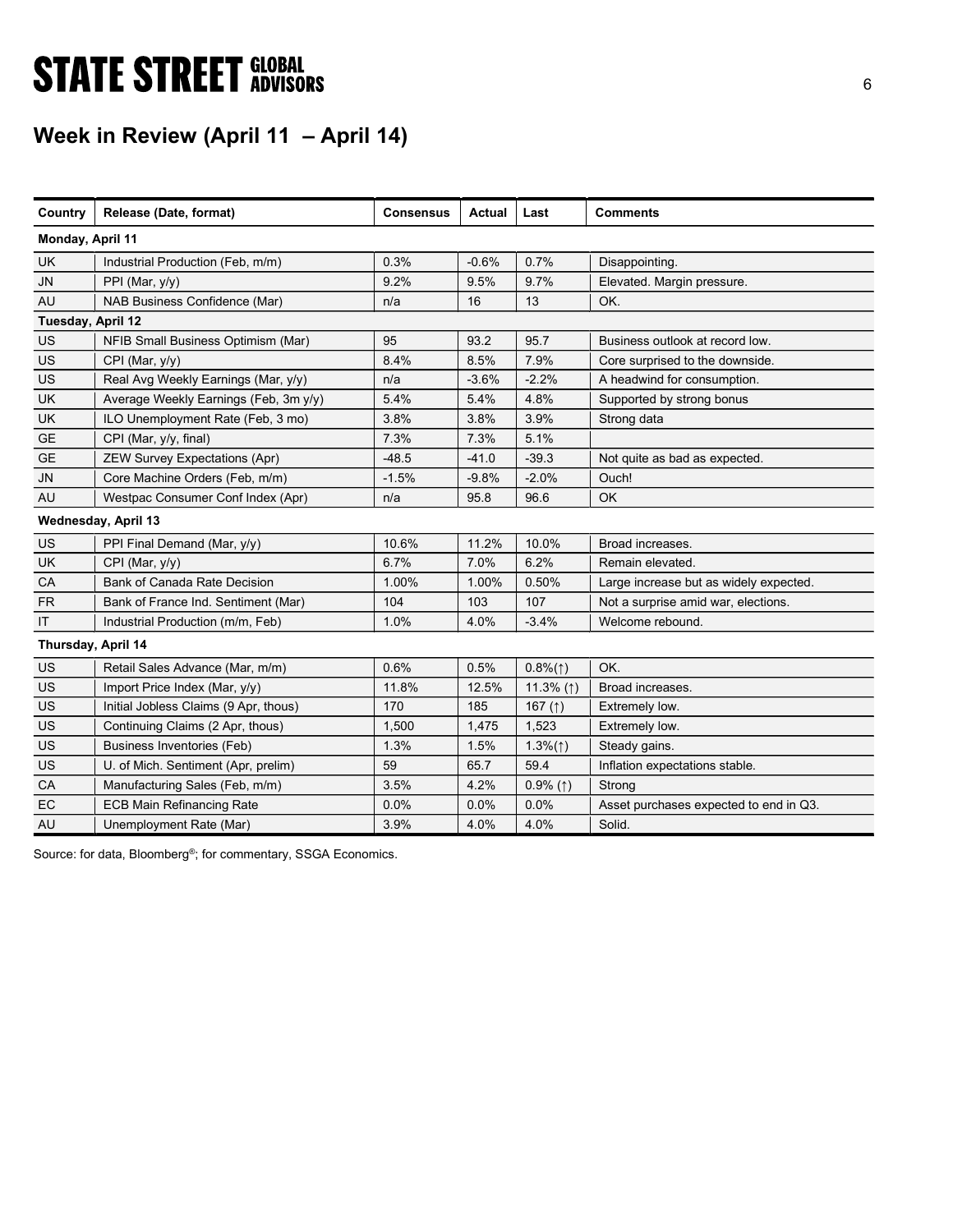## Week in Review (April 11 – April 14)

| Country | Release (Date, format) | Consensus | Actual | Last | Comments |
|---|---|---|---|---|---|
| **Monday, April 11** | | | | | |
| UK | Industrial Production (Feb, m/m) | 0.3% | -0.6% | 0.7% | Disappointing. |
| JN | PPI (Mar, y/y) | 9.2% | 9.5% | 9.7% | Elevated. Margin pressure. |
| AU | NAB Business Confidence (Mar) | n/a | 16 | 13 | OK. |
| **Tuesday, April 12** | | | | | |
| US | NFIB Small Business Optimism (Mar) | 95 | 93.2 | 95.7 | Business outlook at record low. |
| US | CPI (Mar, y/y) | 8.4% | 8.5% | 7.9% | Core surprised to the downside. |
| US | Real Avg Weekly Earnings (Mar, y/y) | n/a | -3.6% | -2.2% | A headwind for consumption. |
| UK | Average Weekly Earnings (Feb, 3m y/y) | 5.4% | 5.4% | 4.8% | Supported by strong bonus |
| UK | ILO Unemployment Rate (Feb, 3 mo) | 3.8% | 3.8% | 3.9% | Strong data |
| GE | CPI (Mar, y/y, final) | 7.3% | 7.3% | 5.1% | |
| GE | ZEW Survey Expectations (Apr) | -48.5 | -41.0 | -39.3 | Not quite as bad as expected. |
| JN | Core Machine Orders (Feb, m/m) | -1.5% | -9.8% | -2.0% | Ouch! |
| AU | Westpac Consumer Conf Index (Apr) | n/a | 95.8 | 96.6 | OK |
| **Wednesday, April 13** | | | | | |
| US | PPI Final Demand (Mar, y/y) | 10.6% | 11.2% | 10.0% | Broad increases. |
| UK | CPI (Mar, y/y) | 6.7% | 7.0% | 6.2% | Remain elevated. |
| CA | Bank of Canada Rate Decision | 1.00% | 1.00% | 0.50% | Large increase but as widely expected. |
| FR | Bank of France Ind. Sentiment (Mar) | 104 | 103 | 107 | Not a surprise amid war, elections. |
| IT | Industrial Production (m/m, Feb) | 1.0% | 4.0% | -3.4% | Welcome rebound. |
| **Thursday, April 14** | | | | | |
| US | Retail Sales Advance (Mar, m/m) | 0.6% | 0.5% | 0.8%(↑) | OK. |
| US | Import Price Index (Mar, y/y) | 11.8% | 12.5% | 11.3% (↑) | Broad increases. |
| US | Initial Jobless Claims (9 Apr, thous) | 170 | 185 | 167 (↑) | Extremely low. |
| US | Continuing Claims (2 Apr, thous) | 1,500 | 1,475 | 1,523 | Extremely low. |
| US | Business Inventories (Feb) | 1.3% | 1.5% | 1.3%(↑) | Steady gains. |
| US | U. of Mich. Sentiment (Apr, prelim) | 59 | 65.7 | 59.4 | Inflation expectations stable. |
| CA | Manufacturing Sales (Feb, m/m) | 3.5% | 4.2% | 0.9% (↑) | Strong |
| EC | ECB Main Refinancing Rate | 0.0% | 0.0% | 0.0% | Asset purchases expected to end in Q3. |
| AU | Unemployment Rate (Mar) | 3.9% | 4.0% | 4.0% | Solid. |

Source: for data, Bloomberg®; for commentary, SSGA Economics.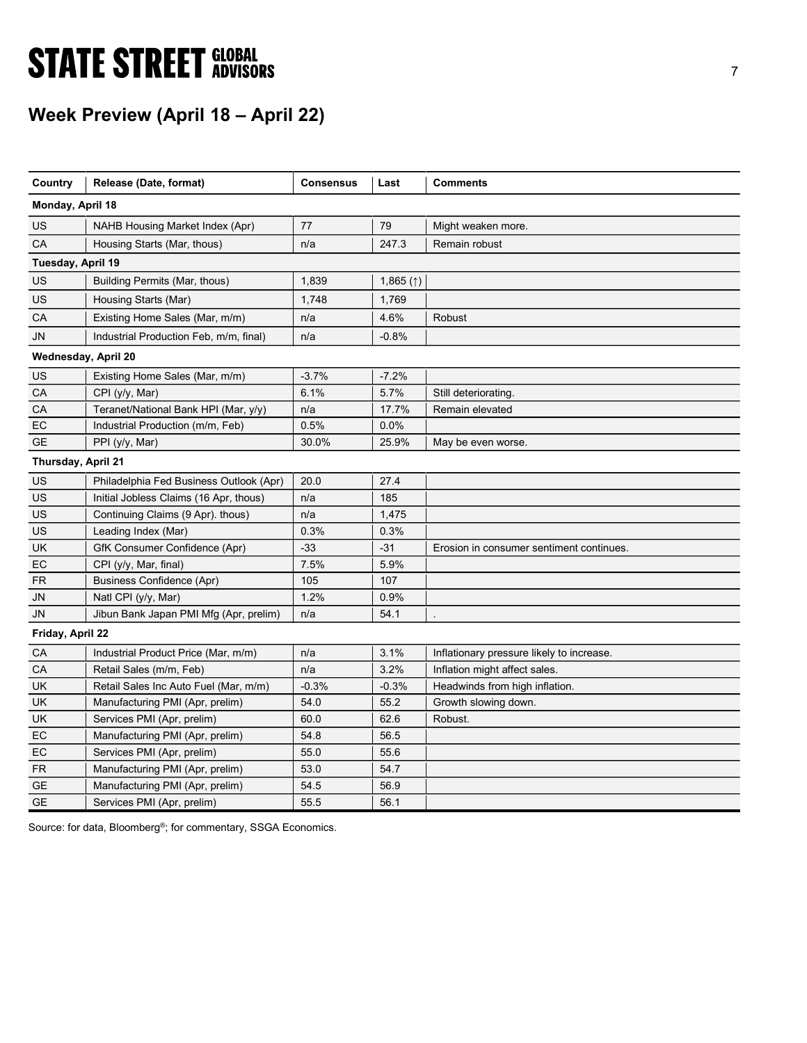## Week Preview (April 18 – April 22)

| Country | Release (Date, format) | Consensus | Last | Comments |
|---|---|---|---|---|
| **Monday, April 18** | | | | |
| US | NAHB Housing Market Index (Apr) | 77 | 79 | Might weaken more. |
| CA | Housing Starts (Mar, thous) | n/a | 247.3 | Remain robust |
| **Tuesday, April 19** | | | | |
| US | Building Permits (Mar, thous) | 1,839 | 1,865 (↑) | |
| US | Housing Starts (Mar) | 1,748 | 1,769 | |
| CA | Existing Home Sales (Mar, m/m) | n/a | 4.6% | Robust |
| JN | Industrial Production Feb, m/m, final) | n/a | -0.8% | |
| **Wednesday, April 20** | | | | |
| US | Existing Home Sales (Mar, m/m) | -3.7% | -7.2% | |
| CA | CPI (y/y, Mar) | 6.1% | 5.7% | Still deteriorating. |
| CA | Teranet/National Bank HPI (Mar, y/y) | n/a | 17.7% | Remain elevated |
| EC | Industrial Production (m/m, Feb) | 0.5% | 0.0% | |
| GE | PPI (y/y, Mar) | 30.0% | 25.9% | May be even worse. |
| **Thursday, April 21** | | | | |
| US | Philadelphia Fed Business Outlook (Apr) | 20.0 | 27.4 | |
| US | Initial Jobless Claims (16 Apr, thous) | n/a | 185 | |
| US | Continuing Claims (9 Apr). thous) | n/a | 1,475 | |
| US | Leading Index (Mar) | 0.3% | 0.3% | |
| UK | GfK Consumer Confidence (Apr) | -33 | -31 | Erosion in consumer sentiment continues. |
| EC | CPI (y/y, Mar, final) | 7.5% | 5.9% | |
| FR | Business Confidence (Apr) | 105 | 107 | |
| JN | Natl CPI (y/y, Mar) | 1.2% | 0.9% | |
| JN | Jibun Bank Japan PMI Mfg (Apr, prelim) | n/a | 54.1 | . |
| **Friday, April 22** | | | | |
| CA | Industrial Product Price (Mar, m/m) | n/a | 3.1% | Inflationary pressure likely to increase. |
| CA | Retail Sales (m/m, Feb) | n/a | 3.2% | Inflation might affect sales. |
| UK | Retail Sales Inc Auto Fuel (Mar, m/m) | -0.3% | -0.3% | Headwinds from high inflation. |
| UK | Manufacturing PMI (Apr, prelim) | 54.0 | 55.2 | Growth slowing down. |
| UK | Services PMI (Apr, prelim) | 60.0 | 62.6 | Robust. |
| EC | Manufacturing PMI (Apr, prelim) | 54.8 | 56.5 | |
| EC | Services PMI (Apr, prelim) | 55.0 | 55.6 | |
| FR | Manufacturing PMI (Apr, prelim) | 53.0 | 54.7 | |
| GE | Manufacturing PMI (Apr, prelim) | 54.5 | 56.9 | |
| GE | Services PMI (Apr, prelim) | 55.5 | 56.1 | |

Source: for data, Bloomberg®; for commentary, SSGA Economics.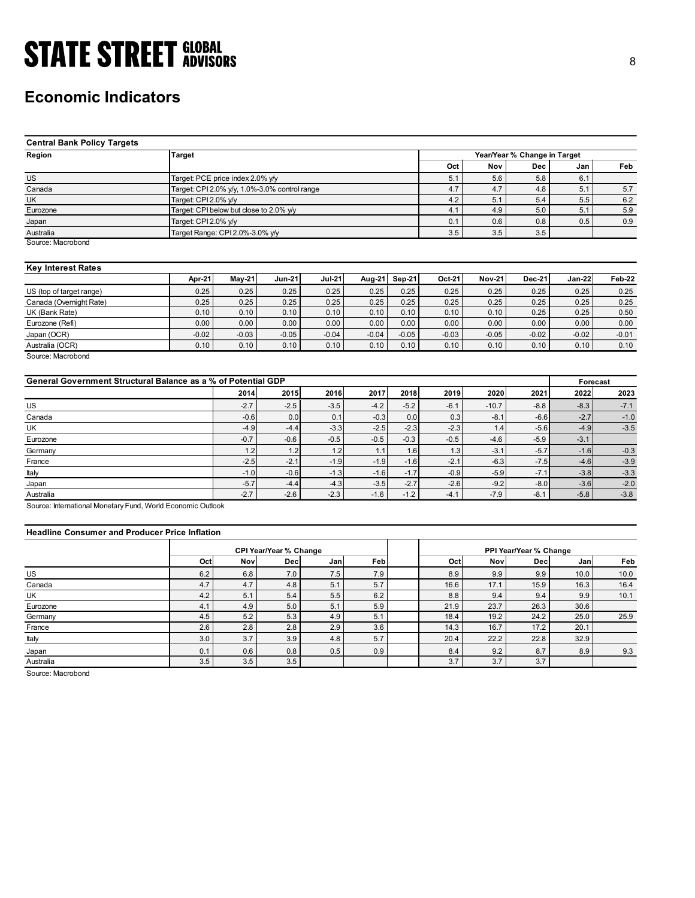# Economic Indicators

**Central Bank Policy Targets**

| Region | Target | Year/Year % Change in Target | | | | |
|---|---|---|---|---|---|---|
| | | Oct | Nov | Dec | Jan | Feb |
| US | Target: PCE price index 2.0% y/y | 5.1 | 5.6 | 5.8 | 6.1 | |
| Canada | Target: CPI 2.0% y/y, 1.0%-3.0% control range | 4.7 | 4.7 | 4.8 | 5.1 | 5.7 |
| UK | Target: CPI 2.0% y/y | 4.2 | 5.1 | 5.4 | 5.5 | 6.2 |
| Eurozone | Target: CPI below but close to 2.0% y/y | 4.1 | 4.9 | 5.0 | 5.1 | 5.9 |
| Japan | Target: CPI 2.0% y/y | 0.1 | 0.6 | 0.8 | 0.5 | 0.9 |
| Australia | Target Range: CPI 2.0%-3.0% y/y | 3.5 | 3.5 | 3.5 | | |

Source: Macrobond

**Key Interest Rates**

| | Apr-21 | May-21 | Jun-21 | Jul-21 | Aug-21 | Sep-21 | Oct-21 | Nov-21 | Dec-21 | Jan-22 | Feb-22 |
|---|---|---|---|---|---|---|---|---|---|---|---|
| US (top of target range) | 0.25 | 0.25 | 0.25 | 0.25 | 0.25 | 0.25 | 0.25 | 0.25 | 0.25 | 0.25 | 0.25 |
| Canada (Overnight Rate) | 0.25 | 0.25 | 0.25 | 0.25 | 0.25 | 0.25 | 0.25 | 0.25 | 0.25 | 0.25 | 0.25 |
| UK (Bank Rate) | 0.10 | 0.10 | 0.10 | 0.10 | 0.10 | 0.10 | 0.10 | 0.10 | 0.25 | 0.25 | 0.50 |
| Eurozone (Refi) | 0.00 | 0.00 | 0.00 | 0.00 | 0.00 | 0.00 | 0.00 | 0.00 | 0.00 | 0.00 | 0.00 |
| Japan (OCR) | -0.02 | -0.03 | -0.05 | -0.04 | -0.04 | -0.05 | -0.03 | -0.05 | -0.02 | -0.02 | -0.01 |
| Australia (OCR) | 0.10 | 0.10 | 0.10 | 0.10 | 0.10 | 0.10 | 0.10 | 0.10 | 0.10 | 0.10 | 0.10 |

Source: Macrobond

**General Government Structural Balance as a % of Potential GDP**

| | 2014 | 2015 | 2016 | 2017 | 2018 | 2019 | 2020 | 2021 | Forecast 2022 | Forecast 2023 |
|---|---|---|---|---|---|---|---|---|---|---|
| US | -2.7 | -2.5 | -3.5 | -4.2 | -5.2 | -6.1 | -10.7 | -8.8 | -8.3 | -7.1 |
| Canada | -0.6 | 0.0 | 0.1 | -0.3 | 0.0 | 0.3 | -8.1 | -6.6 | -2.7 | -1.0 |
| UK | -4.9 | -4.4 | -3.3 | -2.5 | -2.3 | -2.3 | 1.4 | -5.6 | -4.9 | -3.5 |
| Eurozone | -0.7 | -0.6 | -0.5 | -0.5 | -0.3 | -0.5 | -4.6 | -5.9 | -3.1 | |
| Germany | 1.2 | 1.2 | 1.2 | 1.1 | 1.6 | 1.3 | -3.1 | -5.7 | -1.6 | -0.3 |
| France | -2.5 | -2.1 | -1.9 | -1.9 | -1.6 | -2.1 | -6.3 | -7.5 | -4.6 | -3.9 |
| Italy | -1.0 | -0.6 | -1.3 | -1.6 | -1.7 | -0.9 | -5.9 | -7.1 | -3.8 | -3.3 |
| Japan | -5.7 | -4.4 | -4.3 | -3.5 | -2.7 | -2.6 | -9.2 | -8.0 | -3.6 | -2.0 |
| Australia | -2.7 | -2.6 | -2.3 | -1.6 | -1.2 | -4.1 | -7.9 | -8.1 | -5.8 | -3.8 |

Source: International Monetary Fund, World Economic Outlook

**Headline Consumer and Producer Price Inflation**

| | CPI Year/Year % Change | | | | | PPI Year/Year % Change | | | | |
|---|---|---|---|---|---|---|---|---|---|---|
| | Oct | Nov | Dec | Jan | Feb | Oct | Nov | Dec | Jan | Feb |
| US | 6.2 | 6.8 | 7.0 | 7.5 | 7.9 | 8.9 | 9.9 | 9.9 | 10.0 | 10.0 |
| Canada | 4.7 | 4.7 | 4.8 | 5.1 | 5.7 | 16.6 | 17.1 | 15.9 | 16.3 | 16.4 |
| UK | 4.2 | 5.1 | 5.4 | 5.5 | 6.2 | 8.8 | 9.4 | 9.4 | 9.9 | 10.1 |
| Eurozone | 4.1 | 4.9 | 5.0 | 5.1 | 5.9 | 21.9 | 23.7 | 26.3 | 30.6 | |
| Germany | 4.5 | 5.2 | 5.3 | 4.9 | 5.1 | 18.4 | 19.2 | 24.2 | 25.0 | 25.9 |
| France | 2.6 | 2.8 | 2.8 | 2.9 | 3.6 | 14.3 | 16.7 | 17.2 | 20.1 | |
| Italy | 3.0 | 3.7 | 3.9 | 4.8 | 5.7 | 20.4 | 22.2 | 22.8 | 32.9 | |
| Japan | 0.1 | 0.6 | 0.8 | 0.5 | 0.9 | 8.4 | 9.2 | 8.7 | 8.9 | 9.3 |
| Australia | 3.5 | 3.5 | 3.5 | | | 3.7 | 3.7 | 3.7 | | |

Source: Macrobond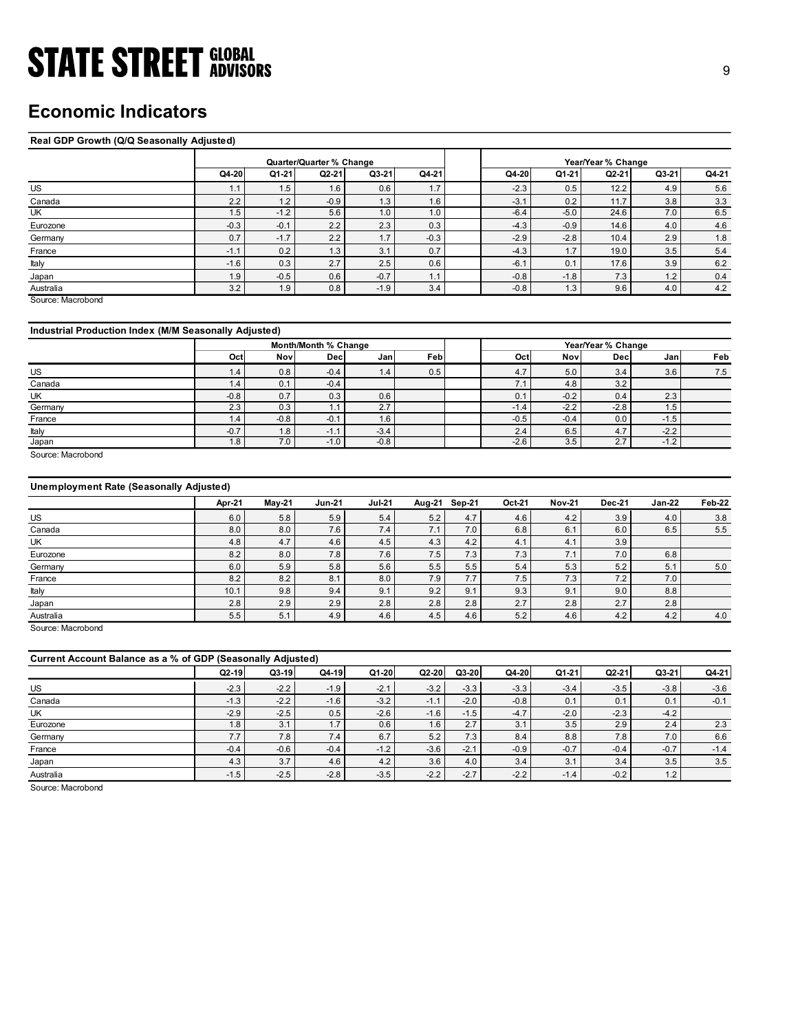# Economic Indicators

## Real GDP Growth (Q/Q Seasonally Adjusted)

| | Quarter/Quarter % Change | | | | | Year/Year % Change | | | | |
|---|---|---|---|---|---|---|---|---|---|---|
| | Q4-20 | Q1-21 | Q2-21 | Q3-21 | Q4-21 | Q4-20 | Q1-21 | Q2-21 | Q3-21 | Q4-21 |
| US | 1.1 | 1.5 | 1.6 | 0.6 | 1.7 | -2.3 | 0.5 | 12.2 | 4.9 | 5.6 |
| Canada | 2.2 | 1.2 | -0.9 | 1.3 | 1.6 | -3.1 | 0.2 | 11.7 | 3.8 | 3.3 |
| UK | 1.5 | -1.2 | 5.6 | 1.0 | 1.0 | -6.4 | -5.0 | 24.6 | 7.0 | 6.5 |
| Eurozone | -0.3 | -0.1 | 2.2 | 2.3 | 0.3 | -4.3 | -0.9 | 14.6 | 4.0 | 4.6 |
| Germany | 0.7 | -1.7 | 2.2 | 1.7 | -0.3 | -2.9 | -2.8 | 10.4 | 2.9 | 1.8 |
| France | -1.1 | 0.2 | 1.3 | 3.1 | 0.7 | -4.3 | 1.7 | 19.0 | 3.5 | 5.4 |
| Italy | -1.6 | 0.3 | 2.7 | 2.5 | 0.6 | -6.1 | 0.1 | 17.6 | 3.9 | 6.2 |
| Japan | 1.9 | -0.5 | 0.6 | -0.7 | 1.1 | -0.8 | -1.8 | 7.3 | 1.2 | 0.4 |
| Australia | 3.2 | 1.9 | 0.8 | -1.9 | 3.4 | -0.8 | 1.3 | 9.6 | 4.0 | 4.2 |

Source: Macrobond

## Industrial Production Index (M/M Seasonally Adjusted)

| | Month/Month % Change | | | | | Year/Year % Change | | | | |
|---|---|---|---|---|---|---|---|---|---|---|
| | Oct | Nov | Dec | Jan | Feb | Oct | Nov | Dec | Jan | Feb |
| US | 1.4 | 0.8 | -0.4 | 1.4 | 0.5 | 4.7 | 5.0 | 3.4 | 3.6 | 7.5 |
| Canada | 1.4 | 0.1 | -0.4 | | | 7.1 | 4.8 | 3.2 | | |
| UK | -0.8 | 0.7 | 0.3 | 0.6 | | 0.1 | -0.2 | 0.4 | 2.3 | |
| Germany | 2.3 | 0.3 | 1.1 | 2.7 | | -1.4 | -2.2 | -2.8 | 1.5 | |
| France | 1.4 | -0.8 | -0.1 | 1.6 | | -0.5 | -0.4 | 0.0 | -1.5 | |
| Italy | -0.7 | 1.8 | -1.1 | -3.4 | | 2.4 | 6.5 | 4.7 | -2.2 | |
| Japan | 1.8 | 7.0 | -1.0 | -0.8 | | -2.6 | 3.5 | 2.7 | -1.2 | |

Source: Macrobond

## Unemployment Rate (Seasonally Adjusted)

| | Apr-21 | May-21 | Jun-21 | Jul-21 | Aug-21 | Sep-21 | Oct-21 | Nov-21 | Dec-21 | Jan-22 | Feb-22 |
|---|---|---|---|---|---|---|---|---|---|---|---|
| US | 6.0 | 5.8 | 5.9 | 5.4 | 5.2 | 4.7 | 4.6 | 4.2 | 3.9 | 4.0 | 3.8 |
| Canada | 8.0 | 8.0 | 7.6 | 7.4 | 7.1 | 7.0 | 6.8 | 6.1 | 6.0 | 6.5 | 5.5 |
| UK | 4.8 | 4.7 | 4.6 | 4.5 | 4.3 | 4.2 | 4.1 | 4.1 | 3.9 | | |
| Eurozone | 8.2 | 8.0 | 7.8 | 7.6 | 7.5 | 7.3 | 7.3 | 7.1 | 7.0 | 6.8 | |
| Germany | 6.0 | 5.9 | 5.8 | 5.6 | 5.5 | 5.5 | 5.4 | 5.3 | 5.2 | 5.1 | 5.0 |
| France | 8.2 | 8.2 | 8.1 | 8.0 | 7.9 | 7.7 | 7.5 | 7.3 | 7.2 | 7.0 | |
| Italy | 10.1 | 9.8 | 9.4 | 9.1 | 9.2 | 9.1 | 9.3 | 9.1 | 9.0 | 8.8 | |
| Japan | 2.8 | 2.9 | 2.9 | 2.8 | 2.8 | 2.8 | 2.7 | 2.8 | 2.7 | 2.8 | |
| Australia | 5.5 | 5.1 | 4.9 | 4.6 | 4.5 | 4.6 | 5.2 | 4.6 | 4.2 | 4.2 | 4.0 |

Source: Macrobond

## Current Account Balance as a % of GDP (Seasonally Adjusted)

| | Q2-19 | Q3-19 | Q4-19 | Q1-20 | Q2-20 | Q3-20 | Q4-20 | Q1-21 | Q2-21 | Q3-21 | Q4-21 |
|---|---|---|---|---|---|---|---|---|---|---|---|
| US | -2.3 | -2.2 | -1.9 | -2.1 | -3.2 | -3.3 | -3.3 | -3.4 | -3.5 | -3.8 | -3.6 |
| Canada | -1.3 | -2.2 | -1.6 | -3.2 | -1.1 | -2.0 | -0.8 | 0.1 | 0.1 | 0.1 | -0.1 |
| UK | -2.9 | -2.5 | 0.5 | -2.6 | -1.6 | -1.5 | -4.7 | -2.0 | -2.3 | -4.2 | |
| Eurozone | 1.8 | 3.1 | 1.7 | 0.6 | 1.6 | 2.7 | 3.1 | 3.5 | 2.9 | 2.4 | 2.3 |
| Germany | 7.7 | 7.8 | 7.4 | 6.7 | 5.2 | 7.3 | 8.4 | 8.8 | 7.8 | 7.0 | 6.6 |
| France | -0.4 | -0.6 | -0.4 | -1.2 | -3.6 | -2.1 | -0.9 | -0.7 | -0.4 | -0.7 | -1.4 |
| Japan | 4.3 | 3.7 | 4.6 | 4.2 | 3.6 | 4.0 | 3.4 | 3.1 | 3.4 | 3.5 | 3.5 |
| Australia | -1.5 | -2.5 | -2.8 | -3.5 | -2.2 | -2.7 | -2.2 | -1.4 | -0.2 | 1.2 | |

Source: Macrobond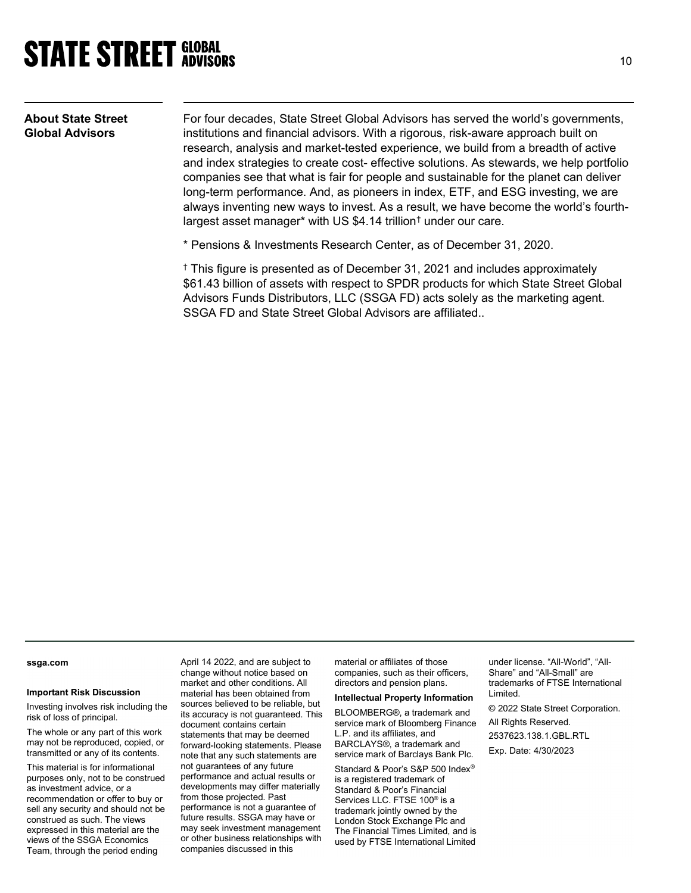## About State Street Global Advisors

For four decades, State Street Global Advisors has served the world's governments, institutions and financial advisors. With a rigorous, risk-aware approach built on research, analysis and market-tested experience, we build from a breadth of active and index strategies to create cost- effective solutions. As stewards, we help portfolio companies see that what is fair for people and sustainable for the planet can deliver long-term performance. And, as pioneers in index, ETF, and ESG investing, we are always inventing new ways to invest. As a result, we have become the world's fourth-largest asset manager* with US $4.14 trillion† under our care.

* Pensions & Investments Research Center, as of December 31, 2020.

† This figure is presented as of December 31, 2021 and includes approximately $61.43 billion of assets with respect to SPDR products for which State Street Global Advisors Funds Distributors, LLC (SSGA FD) acts solely as the marketing agent. SSGA FD and State Street Global Advisors are affiliated..

**ssga.com**

**Important Risk Discussion**

Investing involves risk including the risk of loss of principal.

The whole or any part of this work may not be reproduced, copied, or transmitted or any of its contents.

This material is for informational purposes only, not to be construed as investment advice, or a recommendation or offer to buy or sell any security and should not be construed as such. The views expressed in this material are the views of the SSGA Economics Team, through the period ending April 14 2022, and are subject to change without notice based on market and other conditions. All material has been obtained from sources believed to be reliable, but its accuracy is not guaranteed. This document contains certain statements that may be deemed forward-looking statements. Please note that any such statements are not guarantees of any future performance and actual results or developments may differ materially from those projected. Past performance is not a guarantee of future results. SSGA may have or may seek investment management or other business relationships with companies discussed in this material or affiliates of those companies, such as their officers, directors and pension plans.

**Intellectual Property Information**

BLOOMBERG®, a trademark and service mark of Bloomberg Finance L.P. and its affiliates, and BARCLAYS®, a trademark and service mark of Barclays Bank Plc.

Standard & Poor's S&P 500 Index® is a registered trademark of Standard & Poor's Financial Services LLC. FTSE 100® is a trademark jointly owned by the London Stock Exchange Plc and The Financial Times Limited, and is used by FTSE International Limited under license. "All-World", "All-Share" and "All-Small" are trademarks of FTSE International Limited.

© 2022 State Street Corporation.

All Rights Reserved.

2537623.138.1.GBL.RTL

Exp. Date: 4/30/2023